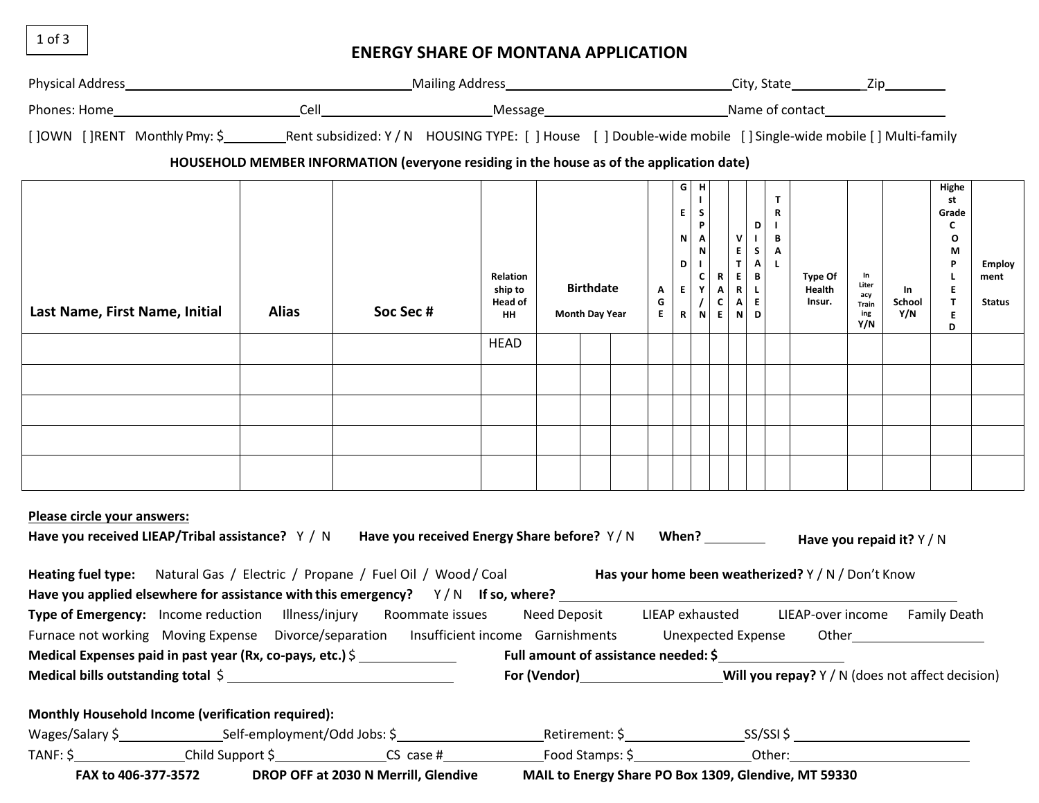# ENERGY SHARE OF MONTANA APPLICATION

Physical Address_______________ Mailing Address_______________ City, State__________ Zip________

Phones: Home_______________ Cell_______________ Message_______________ Name of contact_______________

[ ]OWN [ ]RENT Monthly Pmy: $________ Rent subsidized: Y / N HOUSING TYPE: [ ] House [ ] Double-wide mobile [ ] Single-wide mobile [ ] Multi-family

**HOUSEHOLD MEMBER INFORMATION (everyone residing in the house as of the application date)**

| Last Name, First Name, Initial | Alias | Soc Sec # | Relationship to Head of HH | Birthdate Month | Day | Year | AGE | GENDER | HISPANICY/N | RACE | VETERAN | DISABLED | TRIBAL | Type Of Health Insur. | In Literacy Training Y/N | In School Y/N | Highest Grade COMPLETED | Employment Status |
|---|---|---|---|---|---|---|---|---|---|---|---|---|---|---|---|---|---|---|
| | | | HEAD | | | | | | | | | | | | | | | |
| | | | | | | | | | | | | | | | | | | |
| | | | | | | | | | | | | | | | | | | |
| | | | | | | | | | | | | | | | | | | |
| | | | | | | | | | | | | | | | | | | |

**Please circle your answers:**

**Have you received LIEAP/Tribal assistance?** Y / N **Have you received Energy Share before?** Y / N **When?** ________ **Have you repaid it?** Y / N

**Heating fuel type:** Natural Gas / Electric / Propane / Fuel Oil / Wood / Coal **Has your home been weatherized?** Y / N / Don't Know

**Have you applied elsewhere for assistance with this emergency?** Y / N **If so, where?** _______________

**Type of Emergency:** Income reduction Illness/injury Roommate issues Need Deposit LIEAP exhausted LIEAP-over income Family Death Furnace not working Moving Expense Divorce/separation Insufficient income Garnishments Unexpected Expense Other__________

**Medical Expenses paid in past year (Rx, co-pays, etc.)** $__________ **Full amount of assistance needed: $**__________

**Medical bills outstanding total** $__________ **For (Vendor)**__________ **Will you repay?** Y / N (does not affect decision)

**Monthly Household Income (verification required):**

Wages/Salary $__________ Self-employment/Odd Jobs: $__________ Retirement: $__________ SS/SSI $__________

TANF: $__________ Child Support $__________ CS case #__________ Food Stamps: $__________ Other:__________

**FAX to 406-377-3572** **DROP OFF at 2030 N Merrill, Glendive** **MAIL to Energy Share PO Box 1309, Glendive, MT 59330**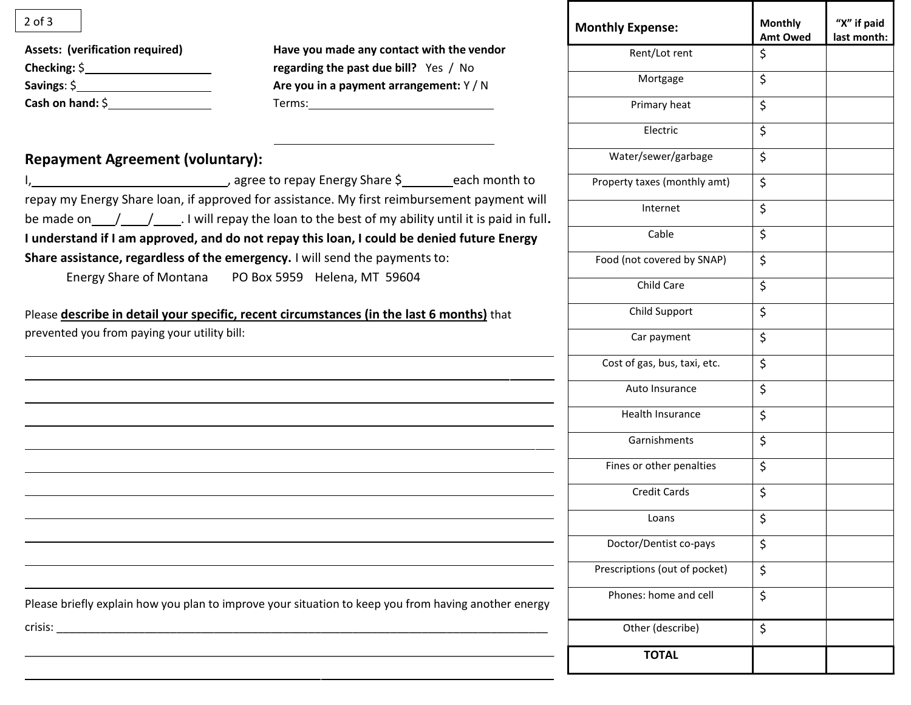**Assets: (verification required)**

**Checking:** $____________________

**Savings**: $____________________

**Cash on hand:** $________________

**Have you made any contact with the vendor regarding the past due bill?** Yes / No

**Are you in a payment arrangement:** Y / N

Terms:______________________________

______________________________

## Repayment Agreement (voluntary):

I,____________________________, agree to repay Energy Share $_______each month to repay my Energy Share loan, if approved for assistance. My first reimbursement payment will be made on___/___/___. I will repay the loan to the best of my ability until it is paid in full. **I understand if I am approved, and do not repay this loan, I could be denied future Energy Share assistance, regardless of the emergency.** I will send the payments to:

Energy Share of Montana PO Box 5959 Helena, MT 59604

Please **describe in detail your specific, recent circumstances (in the last 6 months)** that prevented you from paying your utility bill:

______________________________________________________________________

______________________________________________________________________

______________________________________________________________________

______________________________________________________________________

______________________________________________________________________

______________________________________________________________________

______________________________________________________________________

______________________________________________________________________

______________________________________________________________________

______________________________________________________________________

______________________________________________________________________

Please briefly explain how you plan to improve your situation to keep you from having another energy crisis: ______________________________________________________________

______________________________________________________________________

______________________________________________________________________

| Monthly Expense: | Monthly Amt Owed | "X" if paid last month: |
|---|---|---|
| Rent/Lot rent | $ | |
| Mortgage | $ | |
| Primary heat | $ | |
| Electric | $ | |
| Water/sewer/garbage | $ | |
| Property taxes (monthly amt) | $ | |
| Internet | $ | |
| Cable | $ | |
| Food (not covered by SNAP) | $ | |
| Child Care | $ | |
| Child Support | $ | |
| Car payment | $ | |
| Cost of gas, bus, taxi, etc. | $ | |
| Auto Insurance | $ | |
| Health Insurance | $ | |
| Garnishments | $ | |
| Fines or other penalties | $ | |
| Credit Cards | $ | |
| Loans | $ | |
| Doctor/Dentist co-pays | $ | |
| Prescriptions (out of pocket) | $ | |
| Phones: home and cell | $ | |
| Other (describe) | $ | |
| **TOTAL** | | |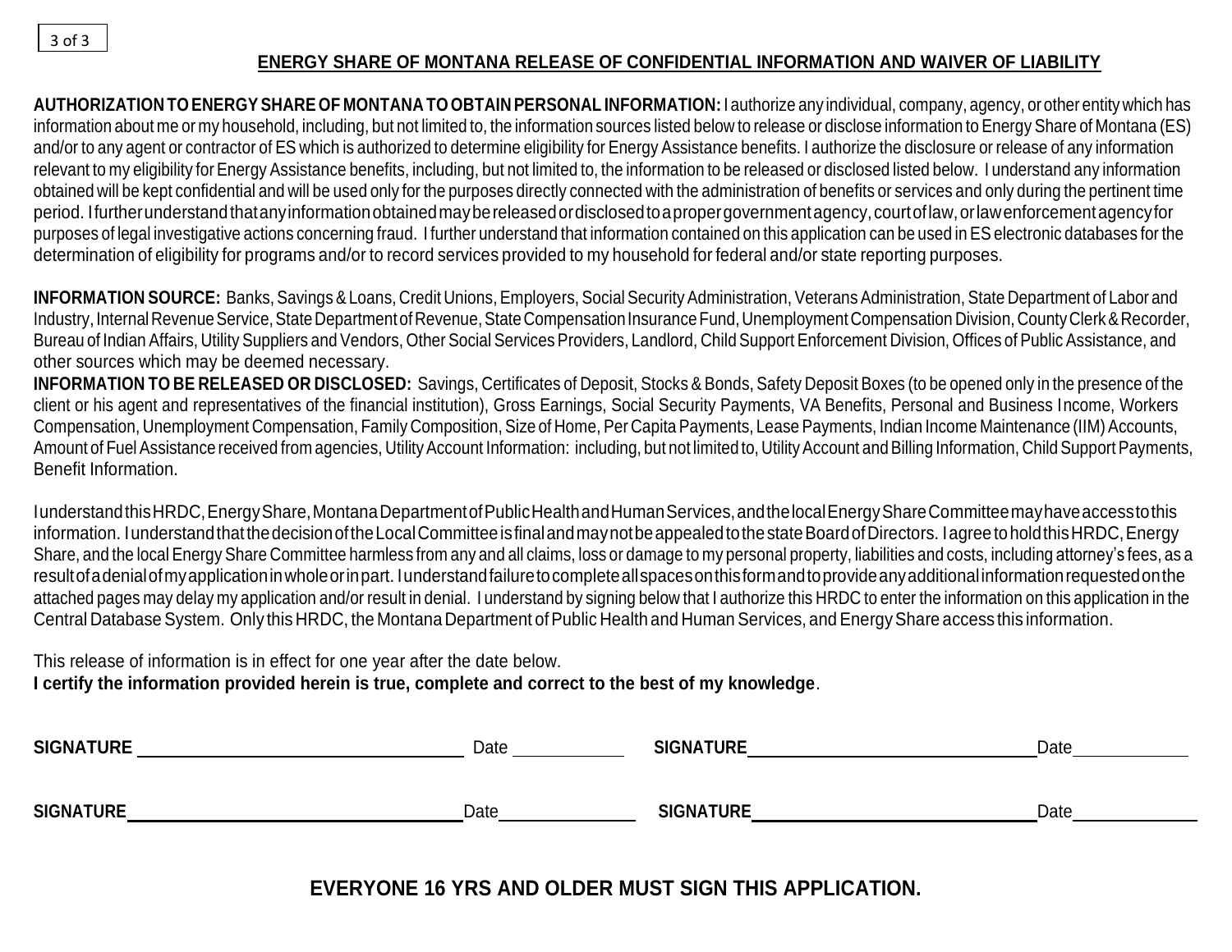## ENERGY SHARE OF MONTANA RELEASE OF CONFIDENTIAL INFORMATION AND WAIVER OF LIABILITY

**AUTHORIZATION TO ENERGY SHARE OF MONTANA TO OBTAIN PERSONAL INFORMATION:** I authorize any individual, company, agency, or other entity which has information about me or my household, including, but not limited to, the information sources listed below to release or disclose information to Energy Share of Montana (ES) and/or to any agent or contractor of ES which is authorized to determine eligibility for Energy Assistance benefits. I authorize the disclosure or release of any information relevant to my eligibility for Energy Assistance benefits, including, but not limited to, the information to be released or disclosed listed below. I understand any information obtained will be kept confidential and will be used only for the purposes directly connected with the administration of benefits or services and only during the pertinent time period. I further understand that any information obtained may be released or disclosed to a proper government agency, court of law, or law enforcement agency for purposes of legal investigative actions concerning fraud. I further understand that information contained on this application can be used in ES electronic databases for the determination of eligibility for programs and/or to record services provided to my household for federal and/or state reporting purposes.

**INFORMATION SOURCE:** Banks, Savings & Loans, Credit Unions, Employers, Social Security Administration, Veterans Administration, State Department of Labor and Industry, Internal Revenue Service, State Department of Revenue, State Compensation Insurance Fund, Unemployment Compensation Division, County Clerk & Recorder, Bureau of Indian Affairs, Utility Suppliers and Vendors, Other Social Services Providers, Landlord, Child Support Enforcement Division, Offices of Public Assistance, and other sources which may be deemed necessary.

**INFORMATION TO BE RELEASED OR DISCLOSED:** Savings, Certificates of Deposit, Stocks & Bonds, Safety Deposit Boxes (to be opened only in the presence of the client or his agent and representatives of the financial institution), Gross Earnings, Social Security Payments, VA Benefits, Personal and Business Income, Workers Compensation, Unemployment Compensation, Family Composition, Size of Home, Per Capita Payments, Lease Payments, Indian Income Maintenance (IIM) Accounts, Amount of Fuel Assistance received from agencies, Utility Account Information: including, but not limited to, Utility Account and Billing Information, Child Support Payments, Benefit Information.

I understand this HRDC, Energy Share, Montana Department of Public Health and Human Services, and the local Energy Share Committee may have access to this information. I understand that the decision of the Local Committee is final and may not be appealed to the state Board of Directors. I agree to hold this HRDC, Energy Share, and the local Energy Share Committee harmless from any and all claims, loss or damage to my personal property, liabilities and costs, including attorney's fees, as a result of a denial of my application in whole or in part. I understand failure to complete all spaces on this form and to provide any additional information requested on the attached pages may delay my application and/or result in denial. I understand by signing below that I authorize this HRDC to enter the information on this application in the Central Database System. Only this HRDC, the Montana Department of Public Health and Human Services, and Energy Share access this information.

This release of information is in effect for one year after the date below.
**I certify the information provided herein is true, complete and correct to the best of my knowledge**.

**SIGNATURE** ______________________ Date __________ **SIGNATURE** ______________________ Date __________

**SIGNATURE** ______________________ Date __________ **SIGNATURE** ______________________ Date __________

**EVERYONE 16 YRS AND OLDER MUST SIGN THIS APPLICATION.**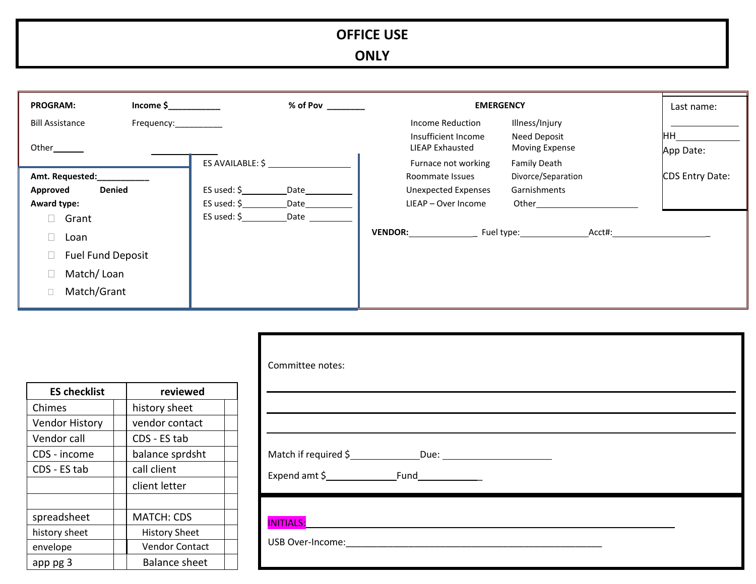# OFFICE USE ONLY

**PROGRAM:** **Income $**___________ **% of Pov** ________

Bill Assistance Frequency:__________

Other______ ______________

**EMERGENCY**

- Income Reduction
- Illness/Injury
- Insufficient Income
- Need Deposit
- LIEAP Exhausted
- Moving Expense
- Furnace not working
- Family Death
- Roommate Issues
- Divorce/Separation
- Unexpected Expenses
- Garnishments
- LIEAP – Over Income
- Other______________________

Last name:

______________

HH_____________

App Date:

CDS Entry Date:

**Amt. Requested:**___________

**Approved** **Denied**

**Award type:**

- ☐ Grant
- ☐ Loan
- ☐ Fuel Fund Deposit
- ☐ Match/ Loan
- ☐ Match/Grant

ES AVAILABLE: $ ________________

ES used: $_________Date__________

ES used: $_________Date__________

ES used: $_________Date _________

**VENDOR:**______________ Fuel type:______________Acct#:____________________

Committee notes:

______________________________________________

______________________________________________

______________________________________________

Match if required $______________Due: ______________________

Expend amt $______________Fund______________

INITIALS:______________________________________________

USB Over-Income:______________________________________________

| ES checklist | | reviewed | |
|---|---|---|---|
| Chimes | | history sheet | |
| Vendor History | | vendor contact | |
| Vendor call | | CDS - ES tab | |
| CDS - income | | balance sprdsht | |
| CDS - ES tab | | call client | |
| | | client letter | |
| | | | |
| spreadsheet | | MATCH: CDS | |
| history sheet | | History Sheet | |
| envelope | | Vendor Contact | |
| app pg 3 | | Balance sheet | |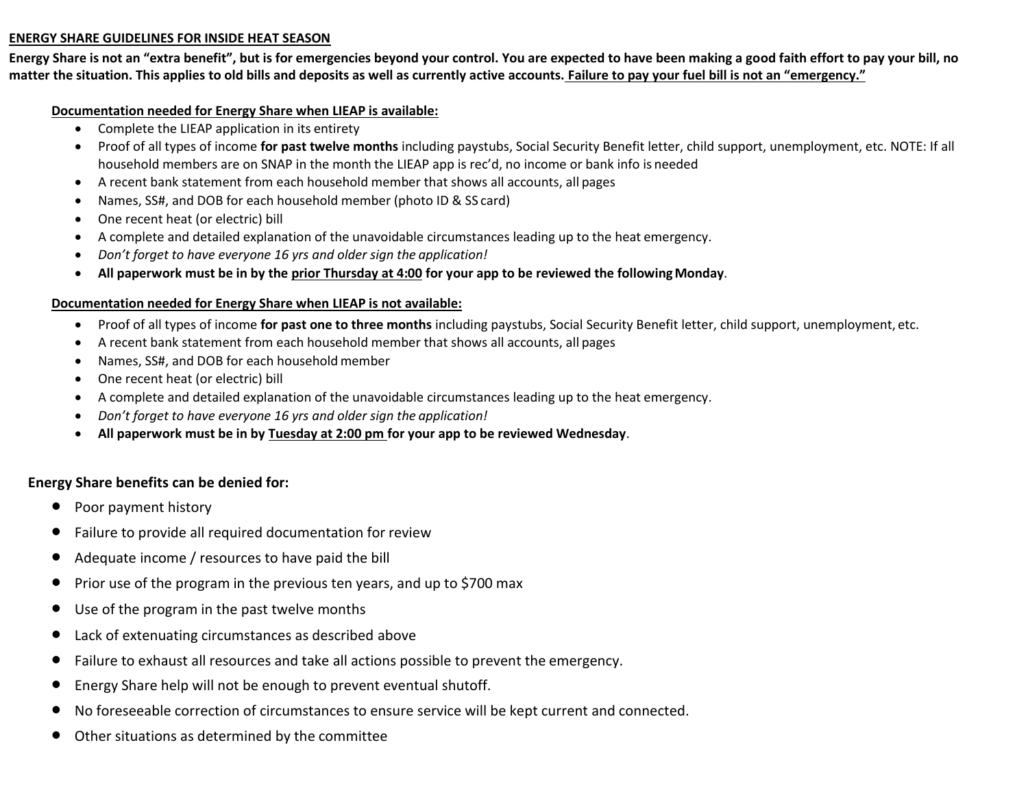## ENERGY SHARE GUIDELINES FOR INSIDE HEAT SEASON

**Energy Share is not an "extra benefit", but is for emergencies beyond your control. You are expected to have been making a good faith effort to pay your bill, no matter the situation. This applies to old bills and deposits as well as currently active accounts. Failure to pay your fuel bill is not an "emergency."**

### Documentation needed for Energy Share when LIEAP is available:

- Complete the LIEAP application in its entirety
- Proof of all types of income **for past twelve months** including paystubs, Social Security Benefit letter, child support, unemployment, etc. NOTE: If all household members are on SNAP in the month the LIEAP app is rec'd, no income or bank info is needed
- A recent bank statement from each household member that shows all accounts, all pages
- Names, SS#, and DOB for each household member (photo ID & SS card)
- One recent heat (or electric) bill
- A complete and detailed explanation of the unavoidable circumstances leading up to the heat emergency.
- *Don't forget to have everyone 16 yrs and older sign the application!*
- **All paperwork must be in by the prior Thursday at 4:00 for your app to be reviewed the following Monday**.

### Documentation needed for Energy Share when LIEAP is not available:

- Proof of all types of income **for past one to three months** including paystubs, Social Security Benefit letter, child support, unemployment, etc.
- A recent bank statement from each household member that shows all accounts, all pages
- Names, SS#, and DOB for each household member
- One recent heat (or electric) bill
- A complete and detailed explanation of the unavoidable circumstances leading up to the heat emergency.
- *Don't forget to have everyone 16 yrs and older sign the application!*
- **All paperwork must be in by Tuesday at 2:00 pm for your app to be reviewed Wednesday**.

### Energy Share benefits can be denied for:

- Poor payment history
- Failure to provide all required documentation for review
- Adequate income / resources to have paid the bill
- Prior use of the program in the previous ten years, and up to $700 max
- Use of the program in the past twelve months
- Lack of extenuating circumstances as described above
- Failure to exhaust all resources and take all actions possible to prevent the emergency.
- Energy Share help will not be enough to prevent eventual shutoff.
- No foreseeable correction of circumstances to ensure service will be kept current and connected.
- Other situations as determined by the committee